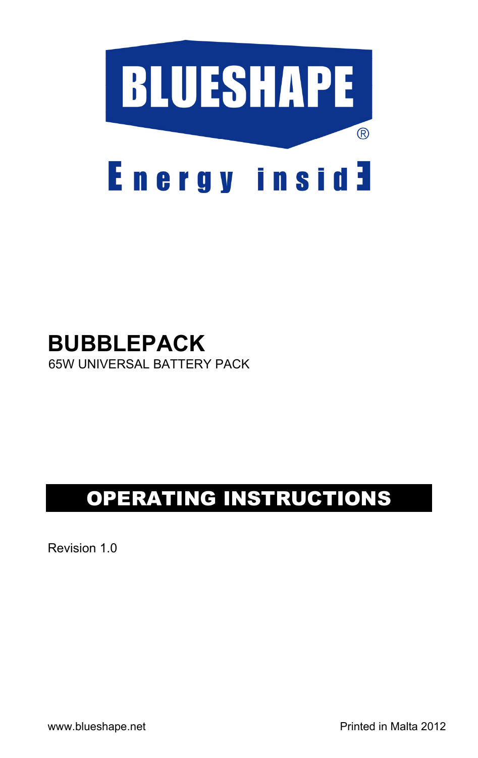BLUESHAPE®

Energy insidE

# BUBBLEPACK

65W UNIVERSAL BATTERY PACK

## OPERATING INSTRUCTIONS

Revision 1.0

www.blueshape.net

Printed in Malta 2012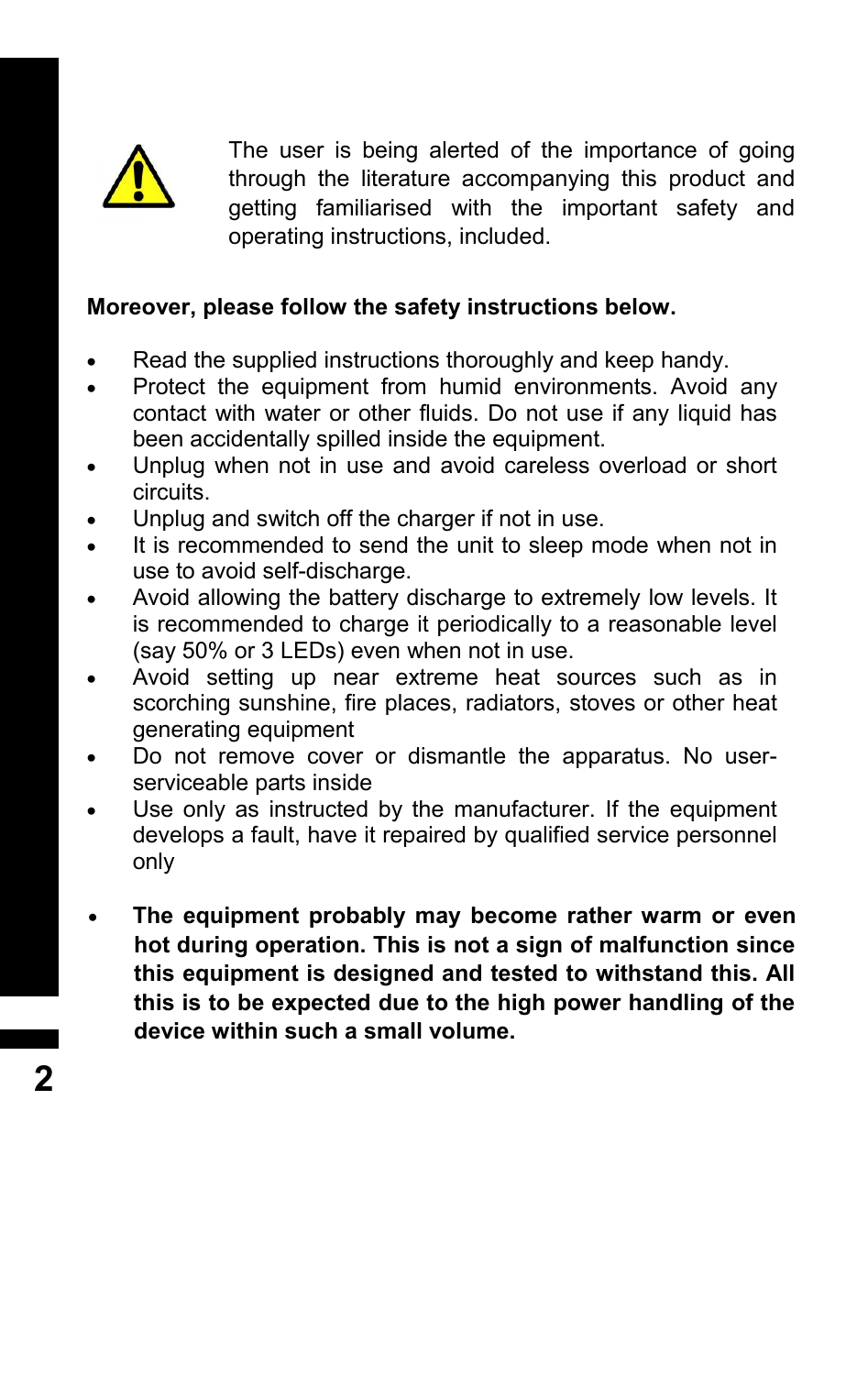The user is being alerted of the importance of going through the literature accompanying this product and getting familiarised with the important safety and operating instructions, included.

**Moreover, please follow the safety instructions below.**

- Read the supplied instructions thoroughly and keep handy.
- Protect the equipment from humid environments. Avoid any contact with water or other fluids. Do not use if any liquid has been accidentally spilled inside the equipment.
- Unplug when not in use and avoid careless overload or short circuits.
- Unplug and switch off the charger if not in use.
- It is recommended to send the unit to sleep mode when not in use to avoid self-discharge.
- Avoid allowing the battery discharge to extremely low levels. It is recommended to charge it periodically to a reasonable level (say 50% or 3 LEDs) even when not in use.
- Avoid setting up near extreme heat sources such as in scorching sunshine, fire places, radiators, stoves or other heat generating equipment
- Do not remove cover or dismantle the apparatus. No user-serviceable parts inside
- Use only as instructed by the manufacturer. If the equipment develops a fault, have it repaired by qualified service personnel only

- **The equipment probably may become rather warm or even hot during operation. This is not a sign of malfunction since this equipment is designed and tested to withstand this. All this is to be expected due to the high power handling of the device within such a small volume.**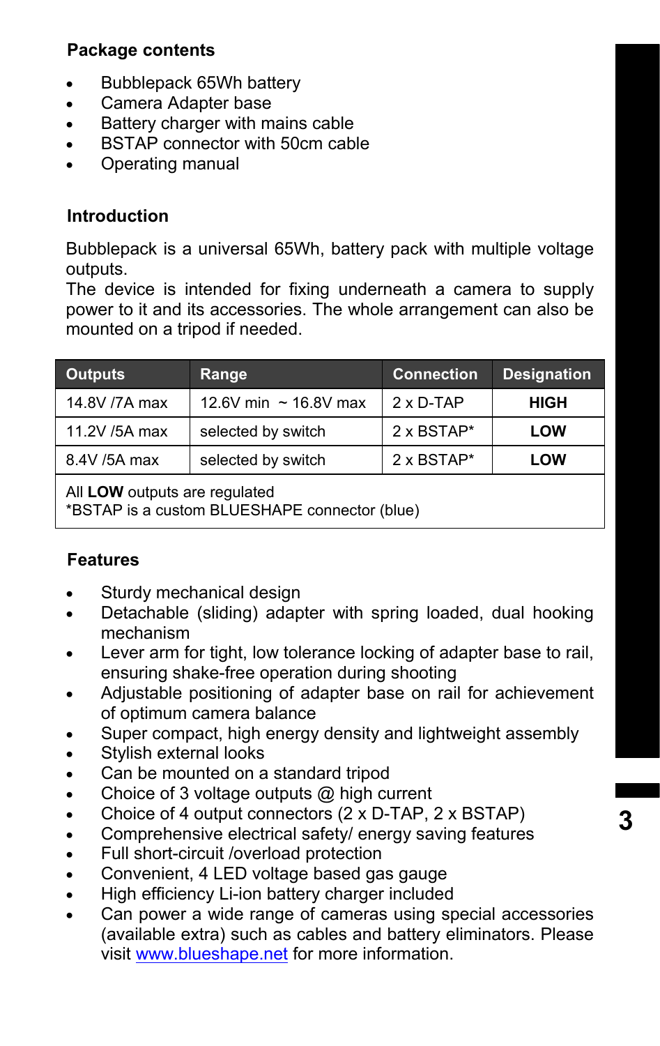## Package contents

- Bubblepack 65Wh battery
- Camera Adapter base
- Battery charger with mains cable
- BSTAP connector with 50cm cable
- Operating manual

## Introduction

Bubblepack is a universal 65Wh, battery pack with multiple voltage outputs.
The device is intended for fixing underneath a camera to supply power to it and its accessories. The whole arrangement can also be mounted on a tripod if needed.

| Outputs | Range | Connection | Designation |
|---|---|---|---|
| 14.8V /7A max | 12.6V min ~ 16.8V max | 2 x D-TAP | **HIGH** |
| 11.2V /5A max | selected by switch | 2 x BSTAP* | **LOW** |
| 8.4V /5A max | selected by switch | 2 x BSTAP* | **LOW** |
| All **LOW** outputs are regulated<br>*BSTAP is a custom BLUESHAPE connector (blue) | | | |

## Features

- Sturdy mechanical design
- Detachable (sliding) adapter with spring loaded, dual hooking mechanism
- Lever arm for tight, low tolerance locking of adapter base to rail, ensuring shake-free operation during shooting
- Adjustable positioning of adapter base on rail for achievement of optimum camera balance
- Super compact, high energy density and lightweight assembly
- Stylish external looks
- Can be mounted on a standard tripod
- Choice of 3 voltage outputs @ high current
- Choice of 4 output connectors (2 x D-TAP, 2 x BSTAP)
- Comprehensive electrical safety/ energy saving features
- Full short-circuit /overload protection
- Convenient, 4 LED voltage based gas gauge
- High efficiency Li-ion battery charger included
- Can power a wide range of cameras using special accessories (available extra) such as cables and battery eliminators. Please visit [www.blueshape.net](http://www.blueshape.net) for more information.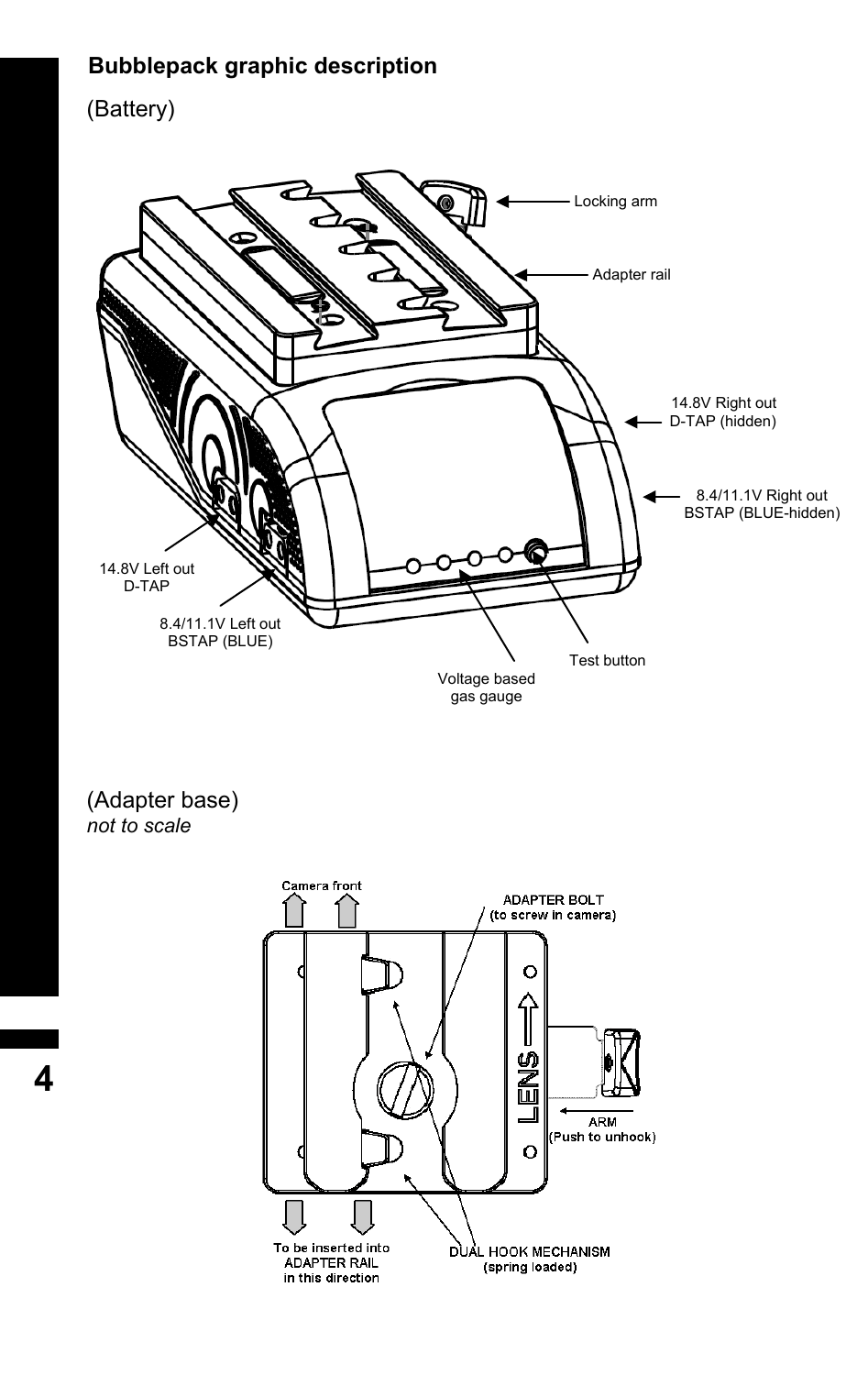## Bubblepack graphic description

(Battery)

Locking arm

Adapter rail

14.8V Right out
D-TAP (hidden)

8.4/11.1V Right out
BSTAP (BLUE-hidden)

14.8V Left out
D-TAP

8.4/11.1V Left out
BSTAP (BLUE)

Test button

Voltage based
gas gauge

(Adapter base)
*not to scale*

Camera front

ADAPTER BOLT
(to screw in camera)

LENS

ARM
(Push to unhook)

To be inserted into
ADAPTER RAIL
in this direction

DUAL HOOK MECHANISM
(spring loaded)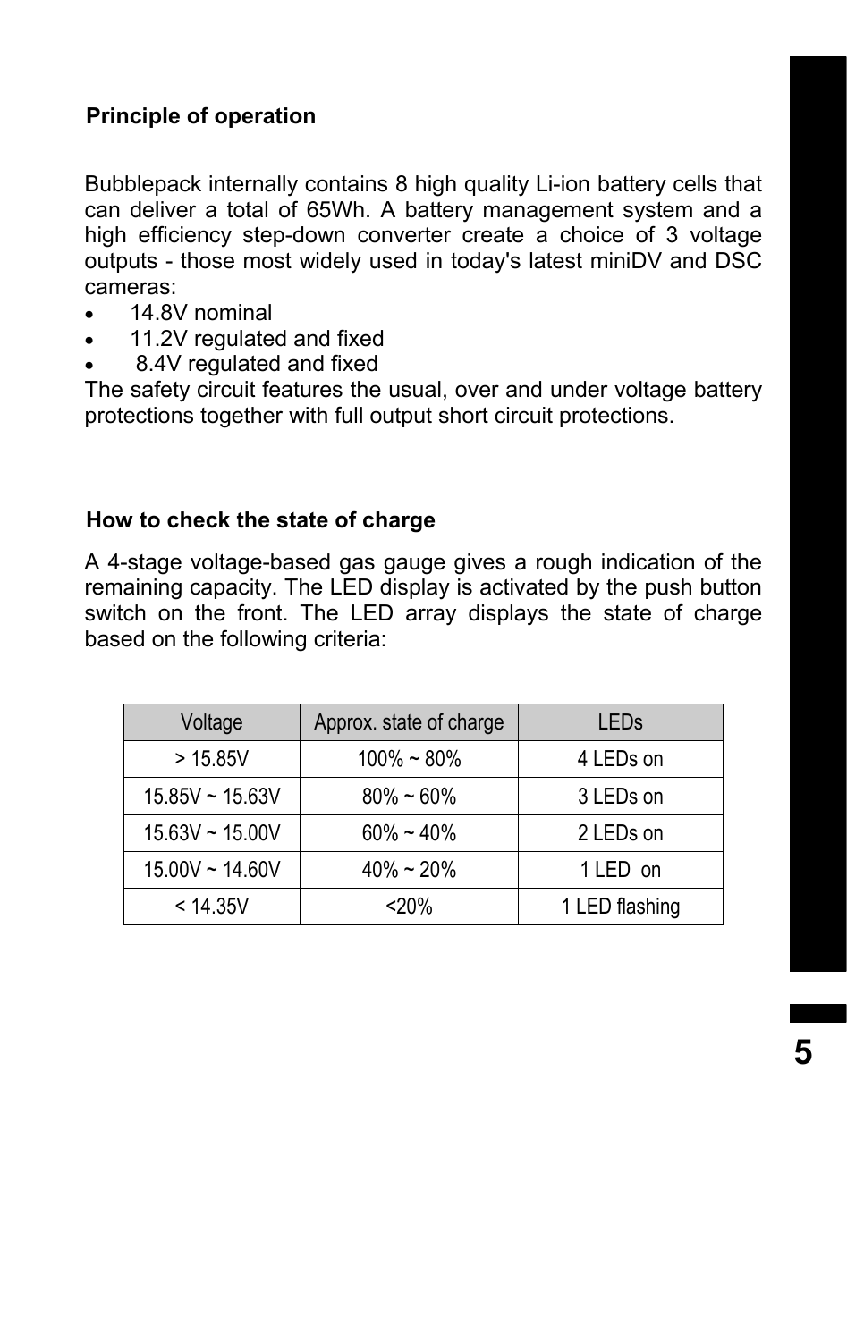## Principle of operation

Bubblepack internally contains 8 high quality Li-ion battery cells that can deliver a total of 65Wh. A battery management system and a high efficiency step-down converter create a choice of 3 voltage outputs - those most widely used in today's latest miniDV and DSC cameras:

- 14.8V nominal
- 11.2V regulated and fixed
- 8.4V regulated and fixed

The safety circuit features the usual, over and under voltage battery protections together with full output short circuit protections.

## How to check the state of charge

A 4-stage voltage-based gas gauge gives a rough indication of the remaining capacity. The LED display is activated by the push button switch on the front. The LED array displays the state of charge based on the following criteria:

| Voltage | Approx. state of charge | LEDs |
|---|---|---|
| > 15.85V | 100% ~ 80% | 4 LEDs on |
| 15.85V ~ 15.63V | 80% ~ 60% | 3 LEDs on |
| 15.63V ~ 15.00V | 60% ~ 40% | 2 LEDs on |
| 15.00V ~ 14.60V | 40% ~ 20% | 1 LED on |
| < 14.35V | <20% | 1 LED flashing |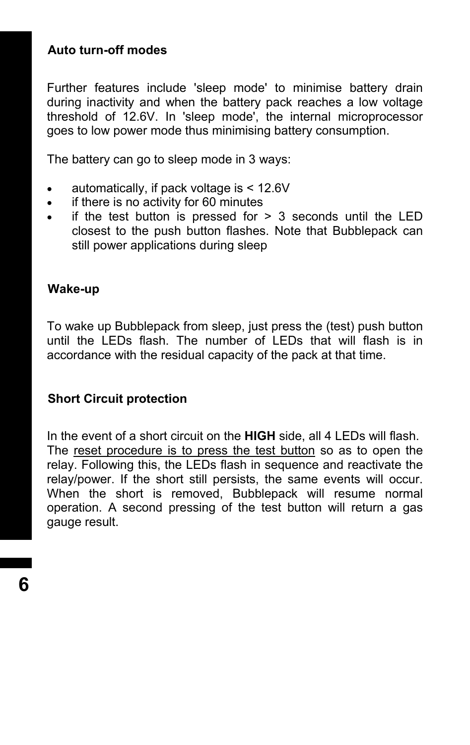### Auto turn-off modes

Further features include 'sleep mode' to minimise battery drain during inactivity and when the battery pack reaches a low voltage threshold of 12.6V. In 'sleep mode', the internal microprocessor goes to low power mode thus minimising battery consumption.

The battery can go to sleep mode in 3 ways:

- automatically, if pack voltage is < 12.6V
- if there is no activity for 60 minutes
- if the test button is pressed for > 3 seconds until the LED closest to the push button flashes. Note that Bubblepack can still power applications during sleep

### Wake-up

To wake up Bubblepack from sleep, just press the (test) push button until the LEDs flash. The number of LEDs that will flash is in accordance with the residual capacity of the pack at that time.

### Short Circuit protection

In the event of a short circuit on the **HIGH** side, all 4 LEDs will flash. The reset procedure is to press the test button so as to open the relay. Following this, the LEDs flash in sequence and reactivate the relay/power. If the short still persists, the same events will occur. When the short is removed, Bubblepack will resume normal operation. A second pressing of the test button will return a gas gauge result.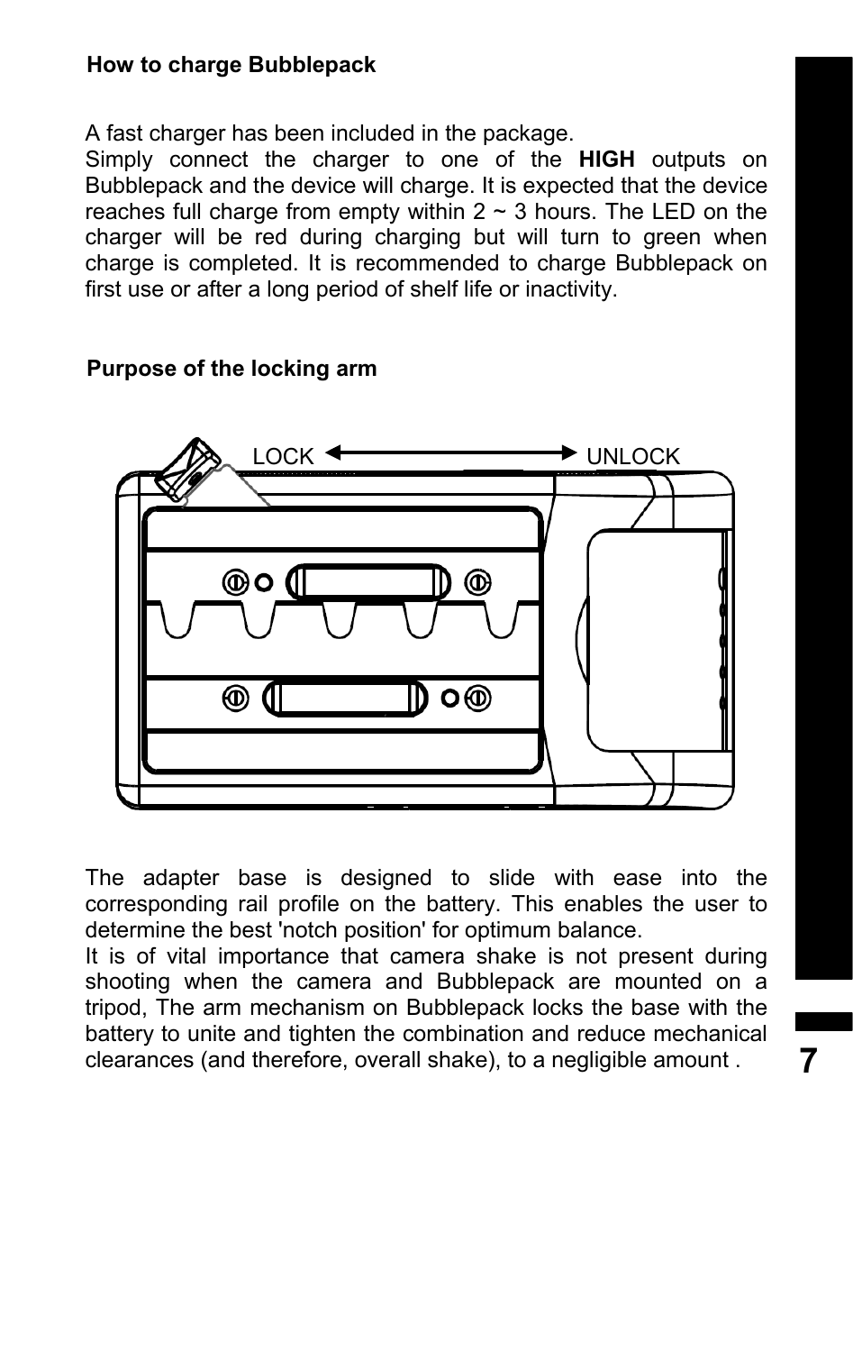### How to charge Bubblepack

A fast charger has been included in the package.
Simply connect the charger to one of the **HIGH** outputs on Bubblepack and the device will charge. It is expected that the device reaches full charge from empty within 2 ~ 3 hours. The LED on the charger will be red during charging but will turn to green when charge is completed. It is recommended to charge Bubblepack on first use or after a long period of shelf life or inactivity.

### Purpose of the locking arm

LOCK ⟷ UNLOCK

The adapter base is designed to slide with ease into the corresponding rail profile on the battery. This enables the user to determine the best 'notch position' for optimum balance.
It is of vital importance that camera shake is not present during shooting when the camera and Bubblepack are mounted on a tripod, The arm mechanism on Bubblepack locks the base with the battery to unite and tighten the combination and reduce mechanical clearances (and therefore, overall shake), to a negligible amount .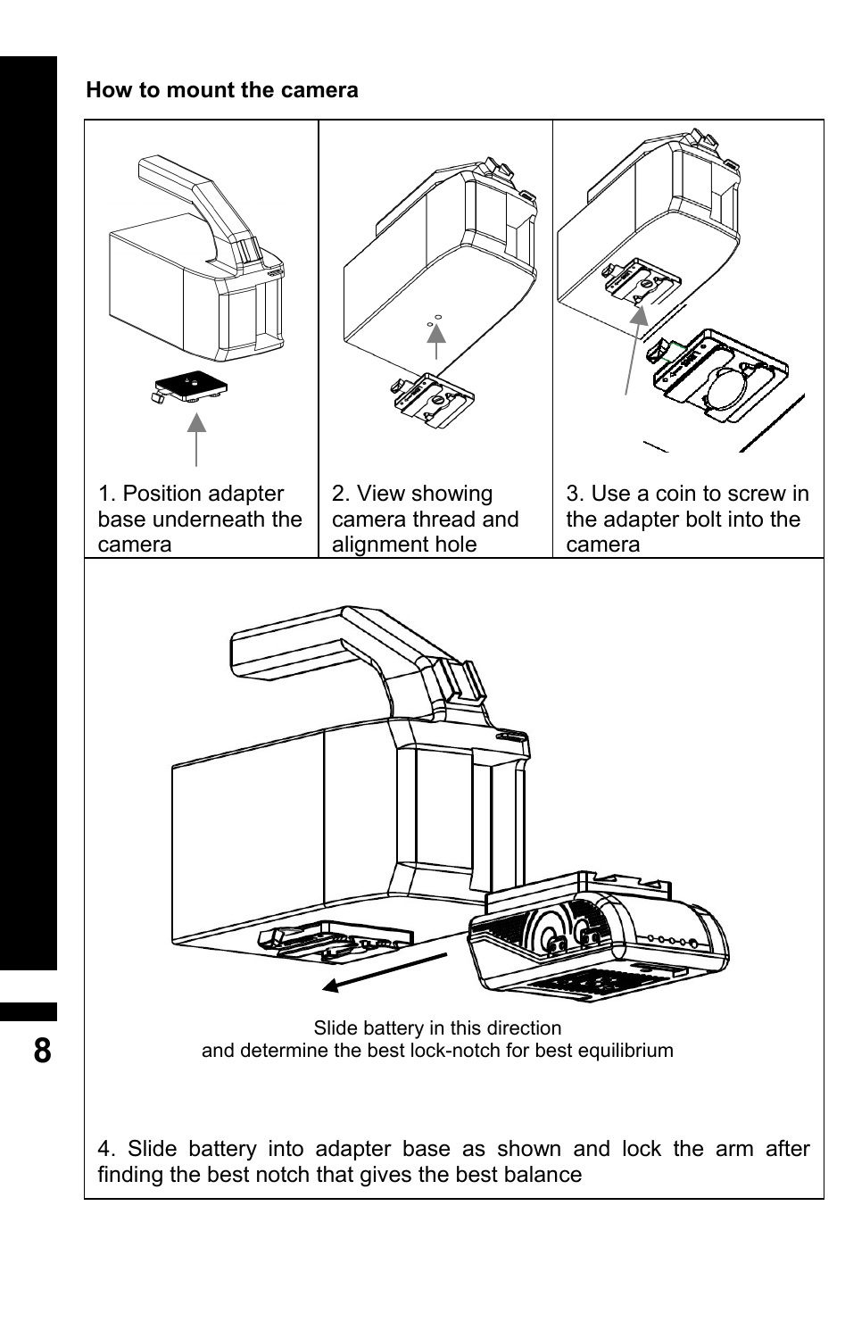## How to mount the camera

| 1. Position adapter base underneath the camera | 2. View showing camera thread and alignment hole | 3. Use a coin to screw in the adapter bolt into the camera |
|---|---|---|

Slide battery in this direction
and determine the best lock-notch for best equilibrium

4. Slide battery into adapter base as shown and lock the arm after finding the best notch that gives the best balance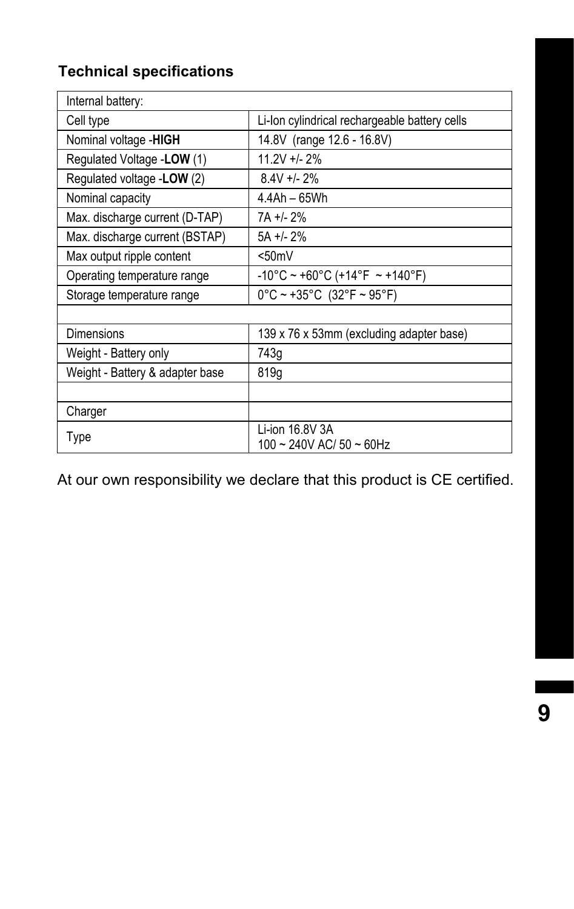### Technical specifications

| Internal battery: | |
|---|---|
| Cell type | Li-Ion cylindrical rechargeable battery cells |
| Nominal voltage -**HIGH** | 14.8V (range 12.6 - 16.8V) |
| Regulated Voltage -**LOW** (1) | 11.2V +/- 2% |
| Regulated voltage -**LOW** (2) | 8.4V +/- 2% |
| Nominal capacity | 4.4Ah – 65Wh |
| Max. discharge current (D-TAP) | 7A +/- 2% |
| Max. discharge current (BSTAP) | 5A +/- 2% |
| Max output ripple content | <50mV |
| Operating temperature range | -10°C ~ +60°C (+14°F ~ +140°F) |
| Storage temperature range | 0°C ~ +35°C (32°F ~ 95°F) |
| | |
| Dimensions | 139 x 76 x 53mm (excluding adapter base) |
| Weight - Battery only | 743g |
| Weight - Battery & adapter base | 819g |
| | |
| Charger | |
| Type | Li-ion 16.8V 3A<br>100 ~ 240V AC/ 50 ~ 60Hz |

At our own responsibility we declare that this product is CE certified.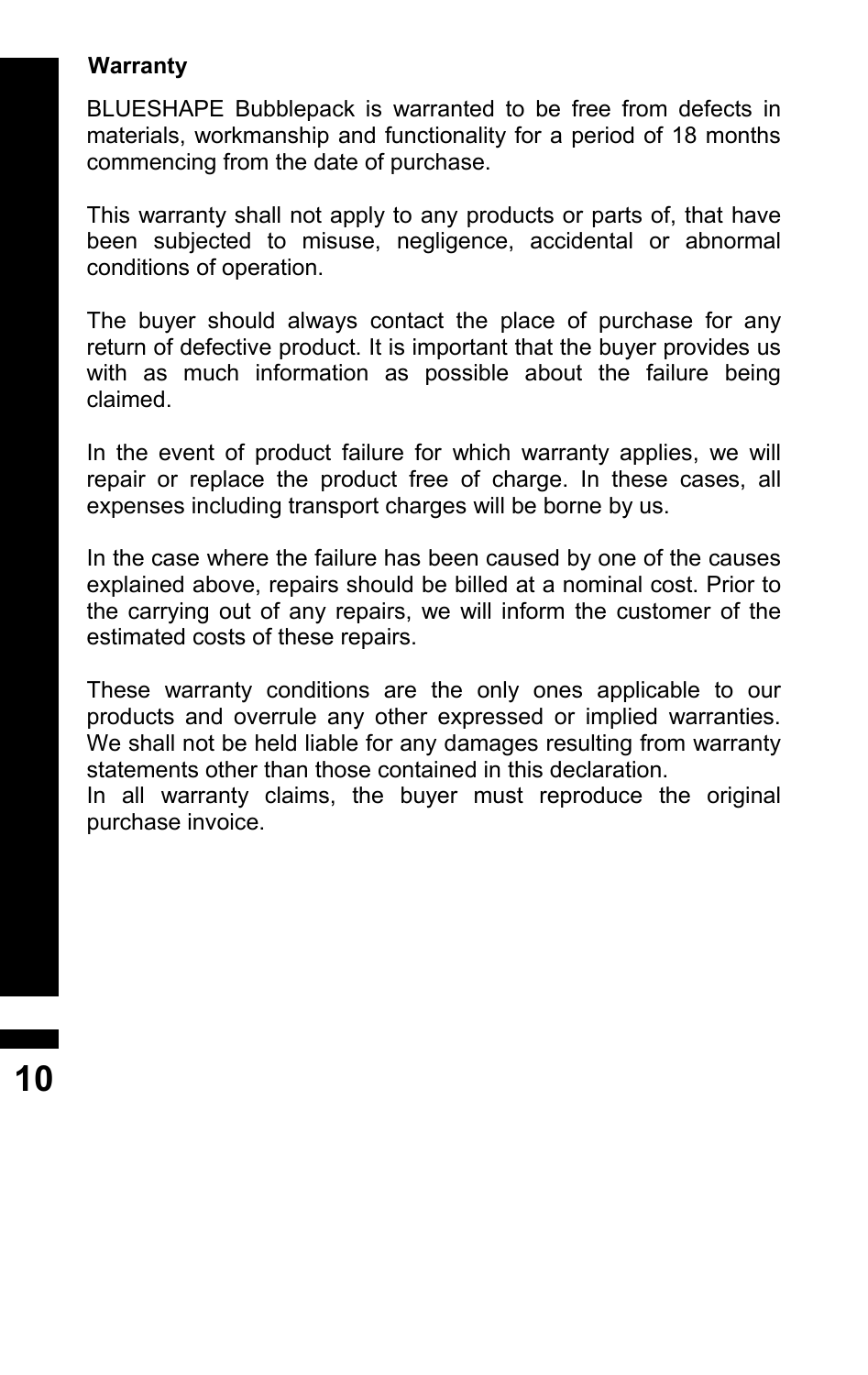**Warranty**

BLUESHAPE Bubblepack is warranted to be free from defects in materials, workmanship and functionality for a period of 18 months commencing from the date of purchase.

This warranty shall not apply to any products or parts of, that have been subjected to misuse, negligence, accidental or abnormal conditions of operation.

The buyer should always contact the place of purchase for any return of defective product. It is important that the buyer provides us with as much information as possible about the failure being claimed.

In the event of product failure for which warranty applies, we will repair or replace the product free of charge. In these cases, all expenses including transport charges will be borne by us.

In the case where the failure has been caused by one of the causes explained above, repairs should be billed at a nominal cost. Prior to the carrying out of any repairs, we will inform the customer of the estimated costs of these repairs.

These warranty conditions are the only ones applicable to our products and overrule any other expressed or implied warranties. We shall not be held liable for any damages resulting from warranty statements other than those contained in this declaration.
In all warranty claims, the buyer must reproduce the original purchase invoice.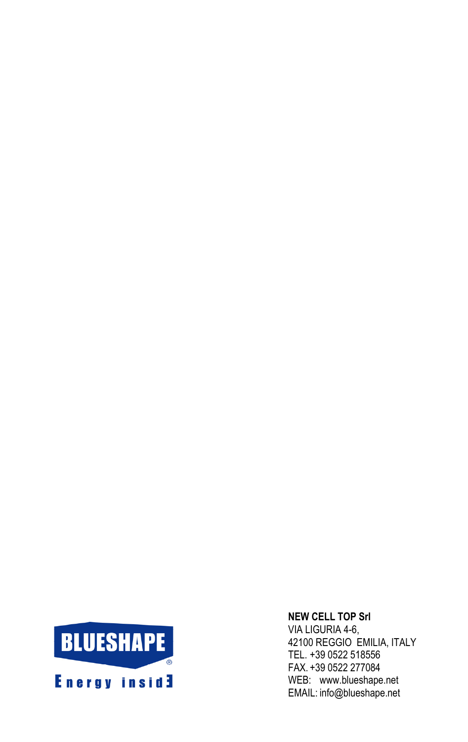BLUESHAPE®

Energy insidE

**NEW CELL TOP Srl**
VIA LIGURIA 4-6,
42100 REGGIO EMILIA, ITALY
TEL. +39 0522 518556
FAX. +39 0522 277084
WEB: www.blueshape.net
EMAIL: info@blueshape.net